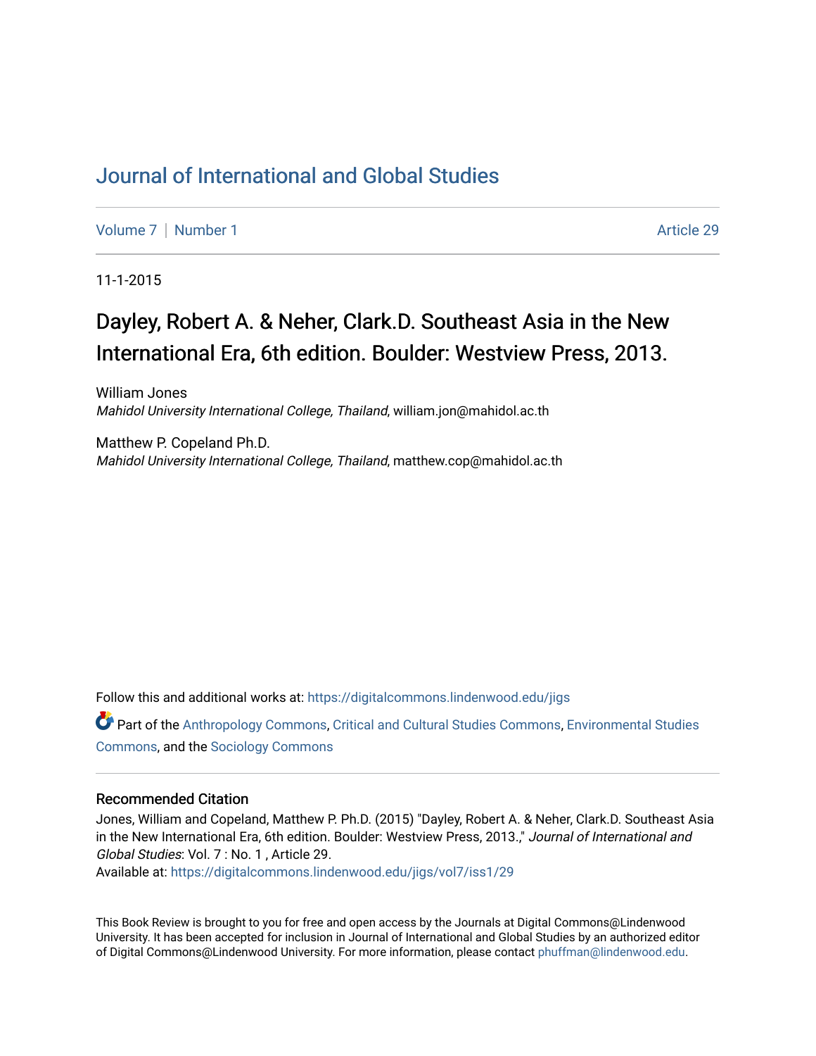# Journal of International and Global Studies

Volume 7 | Number 1 Article 29

11-1-2015

## Dayley, Robert A. & Neher, Clark.D. Southeast Asia in the New International Era, 6th edition. Boulder: Westview Press, 2013.

William Jones
*Mahidol University International College, Thailand*, william.jon@mahidol.ac.th

Matthew P. Copeland Ph.D.
*Mahidol University International College, Thailand*, matthew.cop@mahidol.ac.th

Follow this and additional works at: https://digitalcommons.lindenwood.edu/jigs

Part of the Anthropology Commons, Critical and Cultural Studies Commons, Environmental Studies Commons, and the Sociology Commons

### Recommended Citation

Jones, William and Copeland, Matthew P. Ph.D. (2015) "Dayley, Robert A. & Neher, Clark.D. Southeast Asia in the New International Era, 6th edition. Boulder: Westview Press, 2013.," *Journal of International and Global Studies*: Vol. 7 : No. 1 , Article 29.
Available at: https://digitalcommons.lindenwood.edu/jigs/vol7/iss1/29

This Book Review is brought to you for free and open access by the Journals at Digital Commons@Lindenwood University. It has been accepted for inclusion in Journal of International and Global Studies by an authorized editor of Digital Commons@Lindenwood University. For more information, please contact phuffman@lindenwood.edu.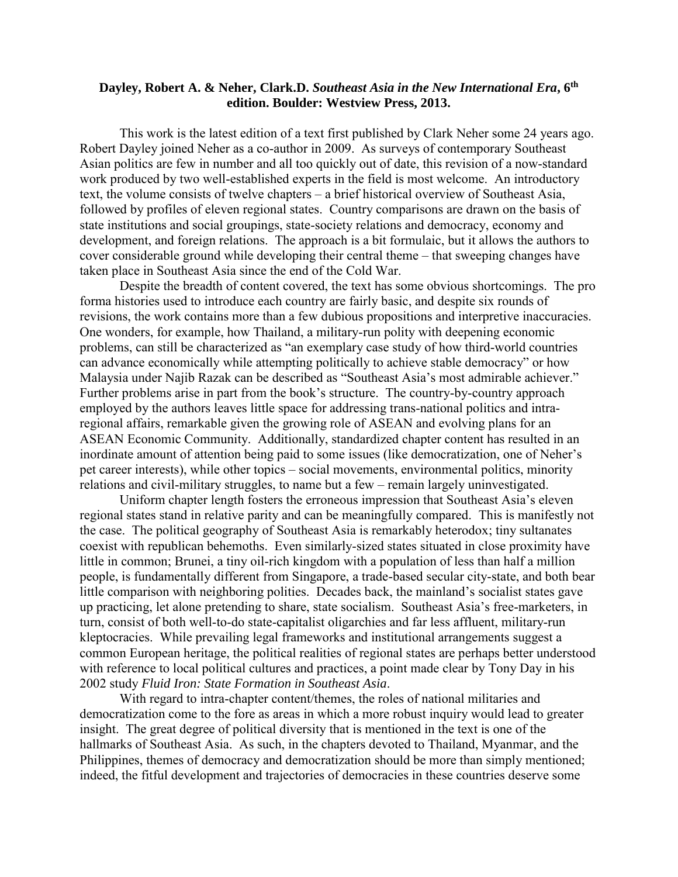**Dayley, Robert A. & Neher, Clark.D. *Southeast Asia in the New International Era*, 6th edition. Boulder: Westview Press, 2013.**

This work is the latest edition of a text first published by Clark Neher some 24 years ago. Robert Dayley joined Neher as a co-author in 2009. As surveys of contemporary Southeast Asian politics are few in number and all too quickly out of date, this revision of a now-standard work produced by two well-established experts in the field is most welcome. An introductory text, the volume consists of twelve chapters – a brief historical overview of Southeast Asia, followed by profiles of eleven regional states. Country comparisons are drawn on the basis of state institutions and social groupings, state-society relations and democracy, economy and development, and foreign relations. The approach is a bit formulaic, but it allows the authors to cover considerable ground while developing their central theme – that sweeping changes have taken place in Southeast Asia since the end of the Cold War.

Despite the breadth of content covered, the text has some obvious shortcomings. The pro forma histories used to introduce each country are fairly basic, and despite six rounds of revisions, the work contains more than a few dubious propositions and interpretive inaccuracies. One wonders, for example, how Thailand, a military-run polity with deepening economic problems, can still be characterized as "an exemplary case study of how third-world countries can advance economically while attempting politically to achieve stable democracy" or how Malaysia under Najib Razak can be described as "Southeast Asia's most admirable achiever." Further problems arise in part from the book's structure. The country-by-country approach employed by the authors leaves little space for addressing trans-national politics and intra-regional affairs, remarkable given the growing role of ASEAN and evolving plans for an ASEAN Economic Community. Additionally, standardized chapter content has resulted in an inordinate amount of attention being paid to some issues (like democratization, one of Neher's pet career interests), while other topics – social movements, environmental politics, minority relations and civil-military struggles, to name but a few – remain largely uninvestigated.

Uniform chapter length fosters the erroneous impression that Southeast Asia's eleven regional states stand in relative parity and can be meaningfully compared. This is manifestly not the case. The political geography of Southeast Asia is remarkably heterodox; tiny sultanates coexist with republican behemoths. Even similarly-sized states situated in close proximity have little in common; Brunei, a tiny oil-rich kingdom with a population of less than half a million people, is fundamentally different from Singapore, a trade-based secular city-state, and both bear little comparison with neighboring polities. Decades back, the mainland's socialist states gave up practicing, let alone pretending to share, state socialism. Southeast Asia's free-marketers, in turn, consist of both well-to-do state-capitalist oligarchies and far less affluent, military-run kleptocracies. While prevailing legal frameworks and institutional arrangements suggest a common European heritage, the political realities of regional states are perhaps better understood with reference to local political cultures and practices, a point made clear by Tony Day in his 2002 study *Fluid Iron: State Formation in Southeast Asia*.

With regard to intra-chapter content/themes, the roles of national militaries and democratization come to the fore as areas in which a more robust inquiry would lead to greater insight. The great degree of political diversity that is mentioned in the text is one of the hallmarks of Southeast Asia. As such, in the chapters devoted to Thailand, Myanmar, and the Philippines, themes of democracy and democratization should be more than simply mentioned; indeed, the fitful development and trajectories of democracies in these countries deserve some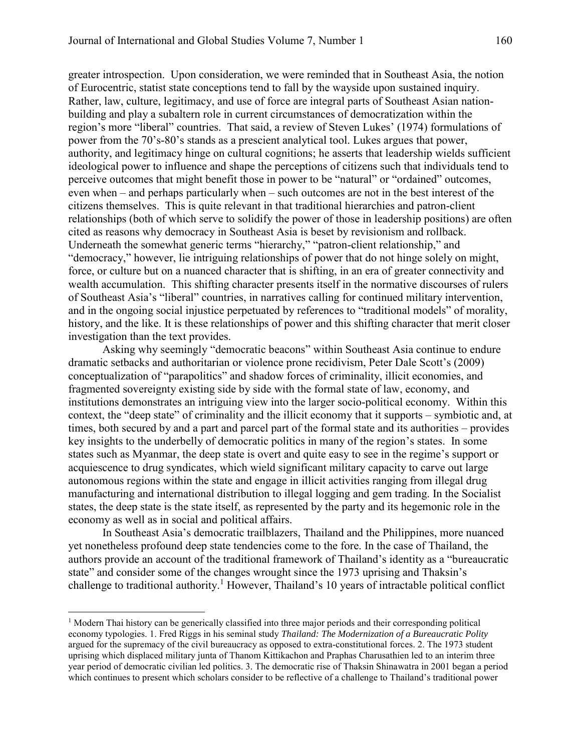greater introspection. Upon consideration, we were reminded that in Southeast Asia, the notion of Eurocentric, statist state conceptions tend to fall by the wayside upon sustained inquiry. Rather, law, culture, legitimacy, and use of force are integral parts of Southeast Asian nation-building and play a subaltern role in current circumstances of democratization within the region's more "liberal" countries. That said, a review of Steven Lukes' (1974) formulations of power from the 70's-80's stands as a prescient analytical tool. Lukes argues that power, authority, and legitimacy hinge on cultural cognitions; he asserts that leadership wields sufficient ideological power to influence and shape the perceptions of citizens such that individuals tend to perceive outcomes that might benefit those in power to be "natural" or "ordained" outcomes, even when – and perhaps particularly when – such outcomes are not in the best interest of the citizens themselves. This is quite relevant in that traditional hierarchies and patron-client relationships (both of which serve to solidify the power of those in leadership positions) are often cited as reasons why democracy in Southeast Asia is beset by revisionism and rollback. Underneath the somewhat generic terms "hierarchy," "patron-client relationship," and "democracy," however, lie intriguing relationships of power that do not hinge solely on might, force, or culture but on a nuanced character that is shifting, in an era of greater connectivity and wealth accumulation. This shifting character presents itself in the normative discourses of rulers of Southeast Asia's "liberal" countries, in narratives calling for continued military intervention, and in the ongoing social injustice perpetuated by references to "traditional models" of morality, history, and the like. It is these relationships of power and this shifting character that merit closer investigation than the text provides.

Asking why seemingly "democratic beacons" within Southeast Asia continue to endure dramatic setbacks and authoritarian or violence prone recidivism, Peter Dale Scott's (2009) conceptualization of "parapolitics" and shadow forces of criminality, illicit economies, and fragmented sovereignty existing side by side with the formal state of law, economy, and institutions demonstrates an intriguing view into the larger socio-political economy. Within this context, the "deep state" of criminality and the illicit economy that it supports – symbiotic and, at times, both secured by and a part and parcel part of the formal state and its authorities – provides key insights to the underbelly of democratic politics in many of the region's states. In some states such as Myanmar, the deep state is overt and quite easy to see in the regime's support or acquiescence to drug syndicates, which wield significant military capacity to carve out large autonomous regions within the state and engage in illicit activities ranging from illegal drug manufacturing and international distribution to illegal logging and gem trading. In the Socialist states, the deep state is the state itself, as represented by the party and its hegemonic role in the economy as well as in social and political affairs.

In Southeast Asia's democratic trailblazers, Thailand and the Philippines, more nuanced yet nonetheless profound deep state tendencies come to the fore. In the case of Thailand, the authors provide an account of the traditional framework of Thailand's identity as a "bureaucratic state" and consider some of the changes wrought since the 1973 uprising and Thaksin's challenge to traditional authority.[1] However, Thailand's 10 years of intractable political conflict

[1] Modern Thai history can be generically classified into three major periods and their corresponding political economy typologies. 1. Fred Riggs in his seminal study *Thailand: The Modernization of a Bureaucratic Polity* argued for the supremacy of the civil bureaucracy as opposed to extra-constitutional forces. 2. The 1973 student uprising which displaced military junta of Thanom Kittikachon and Praphas Charusathien led to an interim three year period of democratic civilian led politics. 3. The democratic rise of Thaksin Shinawatra in 2001 began a period which continues to present which scholars consider to be reflective of a challenge to Thailand's traditional power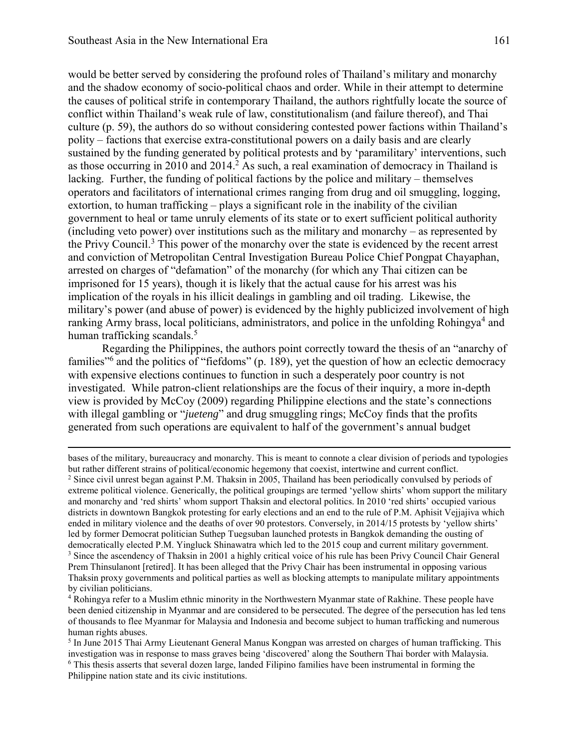would be better served by considering the profound roles of Thailand's military and monarchy and the shadow economy of socio-political chaos and order. While in their attempt to determine the causes of political strife in contemporary Thailand, the authors rightfully locate the source of conflict within Thailand's weak rule of law, constitutionalism (and failure thereof), and Thai culture (p. 59), the authors do so without considering contested power factions within Thailand's polity – factions that exercise extra-constitutional powers on a daily basis and are clearly sustained by the funding generated by political protests and by 'paramilitary' interventions, such as those occurring in 2010 and 2014.[2] As such, a real examination of democracy in Thailand is lacking. Further, the funding of political factions by the police and military – themselves operators and facilitators of international crimes ranging from drug and oil smuggling, logging, extortion, to human trafficking – plays a significant role in the inability of the civilian government to heal or tame unruly elements of its state or to exert sufficient political authority (including veto power) over institutions such as the military and monarchy – as represented by the Privy Council.[3] This power of the monarchy over the state is evidenced by the recent arrest and conviction of Metropolitan Central Investigation Bureau Police Chief Pongpat Chayaphan, arrested on charges of "defamation" of the monarchy (for which any Thai citizen can be imprisoned for 15 years), though it is likely that the actual cause for his arrest was his implication of the royals in his illicit dealings in gambling and oil trading. Likewise, the military's power (and abuse of power) is evidenced by the highly publicized involvement of high ranking Army brass, local politicians, administrators, and police in the unfolding Rohingya[4] and human trafficking scandals.[5]

Regarding the Philippines, the authors point correctly toward the thesis of an "anarchy of families"[6] and the politics of "fiefdoms" (p. 189), yet the question of how an eclectic democracy with expensive elections continues to function in such a desperately poor country is not investigated. While patron-client relationships are the focus of their inquiry, a more in-depth view is provided by McCoy (2009) regarding Philippine elections and the state's connections with illegal gambling or "*jueteng*" and drug smuggling rings; McCoy finds that the profits generated from such operations are equivalent to half of the government's annual budget

---

bases of the military, bureaucracy and monarchy. This is meant to connote a clear division of periods and typologies but rather different strains of political/economic hegemony that coexist, intertwine and current conflict.

[2] Since civil unrest began against P.M. Thaksin in 2005, Thailand has been periodically convulsed by periods of extreme political violence. Generically, the political groupings are termed 'yellow shirts' whom support the military and monarchy and 'red shirts' whom support Thaksin and electoral politics. In 2010 'red shirts' occupied various districts in downtown Bangkok protesting for early elections and an end to the rule of P.M. Aphisit Vejjajiva which ended in military violence and the deaths of over 90 protestors. Conversely, in 2014/15 protests by 'yellow shirts' led by former Democrat politician Suthep Tuegsuban launched protests in Bangkok demanding the ousting of democratically elected P.M. Yingluck Shinawatra which led to the 2015 coup and current military government.

[3] Since the ascendency of Thaksin in 2001 a highly critical voice of his rule has been Privy Council Chair General Prem Thinsulanont [retired]. It has been alleged that the Privy Chair has been instrumental in opposing various Thaksin proxy governments and political parties as well as blocking attempts to manipulate military appointments by civilian politicians.

[4] Rohingya refer to a Muslim ethnic minority in the Northwestern Myanmar state of Rakhine. These people have been denied citizenship in Myanmar and are considered to be persecuted. The degree of the persecution has led tens of thousands to flee Myanmar for Malaysia and Indonesia and become subject to human trafficking and numerous human rights abuses.

[5] In June 2015 Thai Army Lieutenant General Manus Kongpan was arrested on charges of human trafficking. This investigation was in response to mass graves being 'discovered' along the Southern Thai border with Malaysia.

[6] This thesis asserts that several dozen large, landed Filipino families have been instrumental in forming the Philippine nation state and its civic institutions.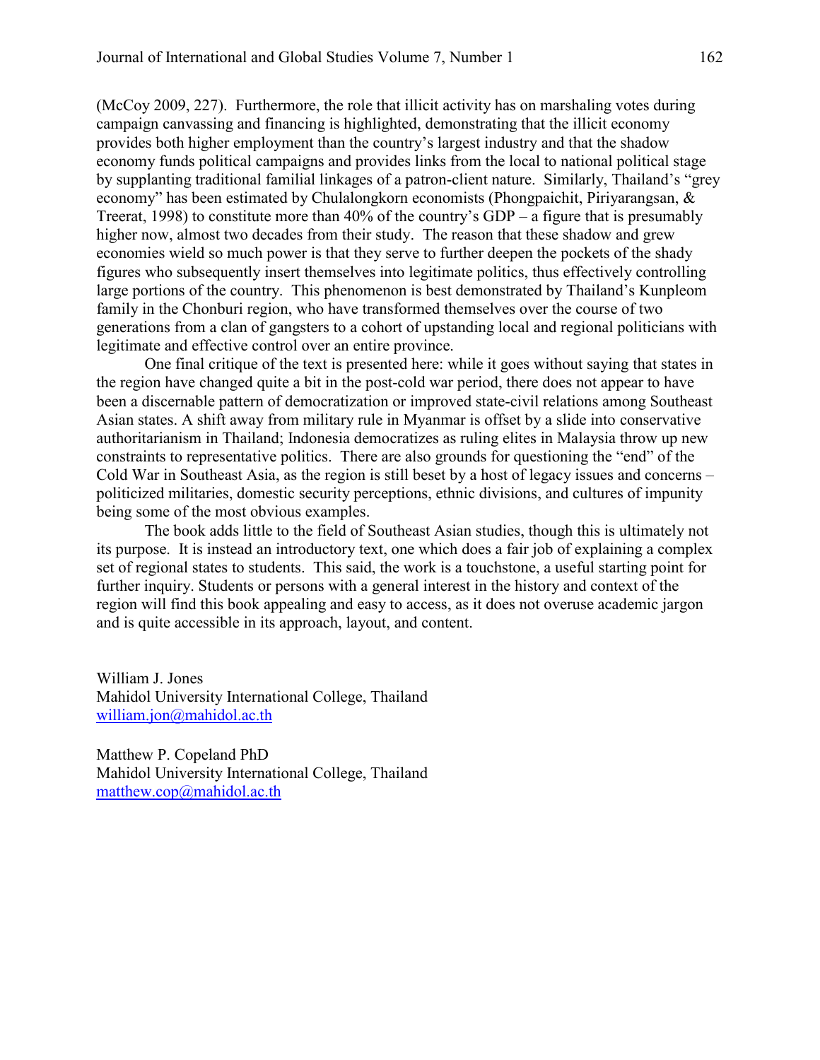(McCoy 2009, 227). Furthermore, the role that illicit activity has on marshaling votes during campaign canvassing and financing is highlighted, demonstrating that the illicit economy provides both higher employment than the country's largest industry and that the shadow economy funds political campaigns and provides links from the local to national political stage by supplanting traditional familial linkages of a patron-client nature. Similarly, Thailand's "grey economy" has been estimated by Chulalongkorn economists (Phongpaichit, Piriyarangsan, & Treerat, 1998) to constitute more than 40% of the country's GDP – a figure that is presumably higher now, almost two decades from their study. The reason that these shadow and grew economies wield so much power is that they serve to further deepen the pockets of the shady figures who subsequently insert themselves into legitimate politics, thus effectively controlling large portions of the country. This phenomenon is best demonstrated by Thailand's Kunpleom family in the Chonburi region, who have transformed themselves over the course of two generations from a clan of gangsters to a cohort of upstanding local and regional politicians with legitimate and effective control over an entire province.

One final critique of the text is presented here: while it goes without saying that states in the region have changed quite a bit in the post-cold war period, there does not appear to have been a discernable pattern of democratization or improved state-civil relations among Southeast Asian states. A shift away from military rule in Myanmar is offset by a slide into conservative authoritarianism in Thailand; Indonesia democratizes as ruling elites in Malaysia throw up new constraints to representative politics. There are also grounds for questioning the "end" of the Cold War in Southeast Asia, as the region is still beset by a host of legacy issues and concerns – politicized militaries, domestic security perceptions, ethnic divisions, and cultures of impunity being some of the most obvious examples.

The book adds little to the field of Southeast Asian studies, though this is ultimately not its purpose. It is instead an introductory text, one which does a fair job of explaining a complex set of regional states to students. This said, the work is a touchstone, a useful starting point for further inquiry. Students or persons with a general interest in the history and context of the region will find this book appealing and easy to access, as it does not overuse academic jargon and is quite accessible in its approach, layout, and content.

William J. Jones
Mahidol University International College, Thailand
william.jon@mahidol.ac.th

Matthew P. Copeland PhD
Mahidol University International College, Thailand
matthew.cop@mahidol.ac.th